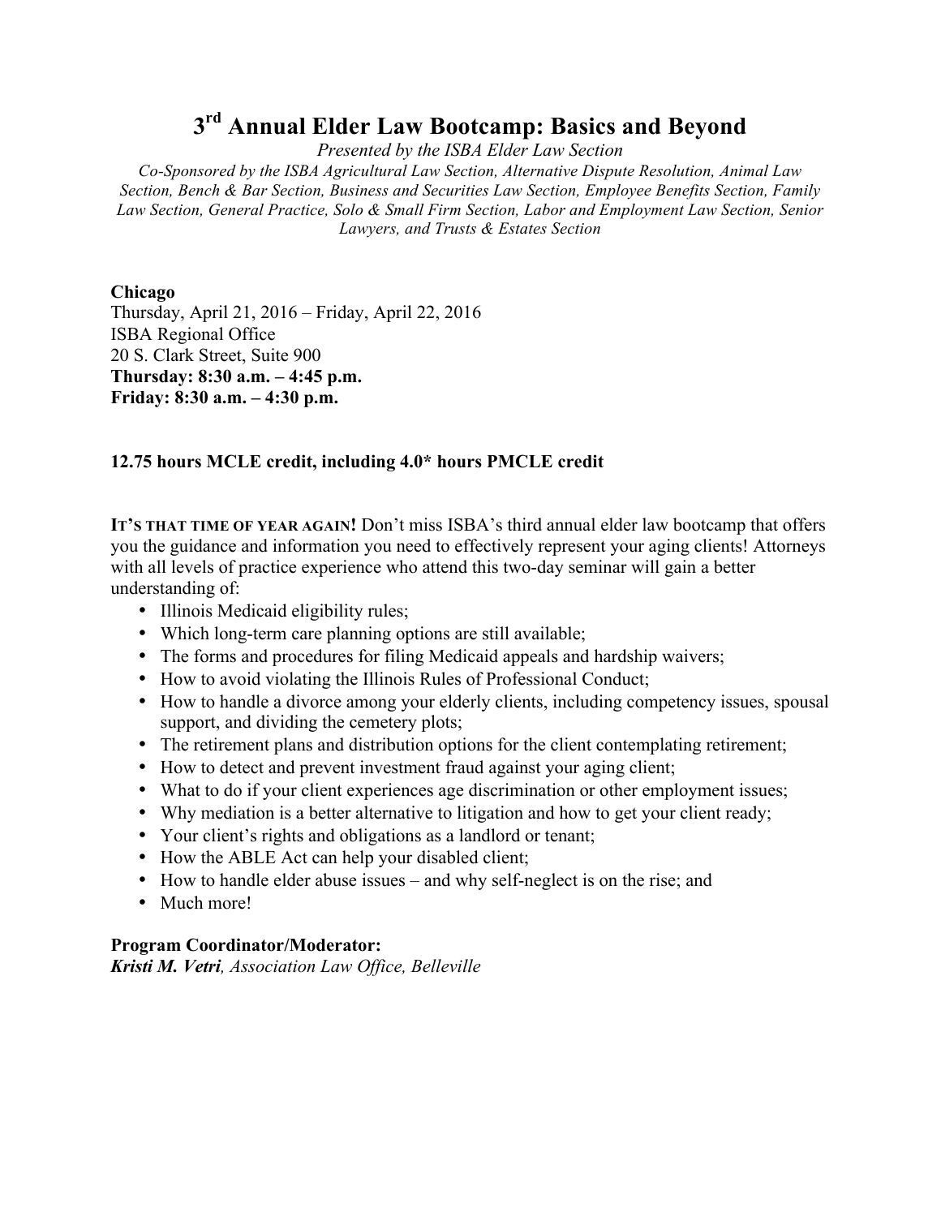# 3rd Annual Elder Law Bootcamp: Basics and Beyond

*Presented by the ISBA Elder Law Section*

*Co-Sponsored by the ISBA Agricultural Law Section, Alternative Dispute Resolution, Animal Law Section, Bench & Bar Section, Business and Securities Law Section, Employee Benefits Section, Family Law Section, General Practice, Solo & Small Firm Section, Labor and Employment Law Section, Senior Lawyers, and Trusts & Estates Section*

**Chicago**
Thursday, April 21, 2016 – Friday, April 22, 2016
ISBA Regional Office
20 S. Clark Street, Suite 900
**Thursday: 8:30 a.m. – 4:45 p.m.**
**Friday: 8:30 a.m. – 4:30 p.m.**

**12.75 hours MCLE credit, including 4.0* hours PMCLE credit**

**IT'S THAT TIME OF YEAR AGAIN!** Don't miss ISBA's third annual elder law bootcamp that offers you the guidance and information you need to effectively represent your aging clients! Attorneys with all levels of practice experience who attend this two-day seminar will gain a better understanding of:

- Illinois Medicaid eligibility rules;
- Which long-term care planning options are still available;
- The forms and procedures for filing Medicaid appeals and hardship waivers;
- How to avoid violating the Illinois Rules of Professional Conduct;
- How to handle a divorce among your elderly clients, including competency issues, spousal support, and dividing the cemetery plots;
- The retirement plans and distribution options for the client contemplating retirement;
- How to detect and prevent investment fraud against your aging client;
- What to do if your client experiences age discrimination or other employment issues;
- Why mediation is a better alternative to litigation and how to get your client ready;
- Your client's rights and obligations as a landlord or tenant;
- How the ABLE Act can help your disabled client;
- How to handle elder abuse issues – and why self-neglect is on the rise; and
- Much more!

**Program Coordinator/Moderator:**
***Kristi M. Vetri****, Association Law Office, Belleville*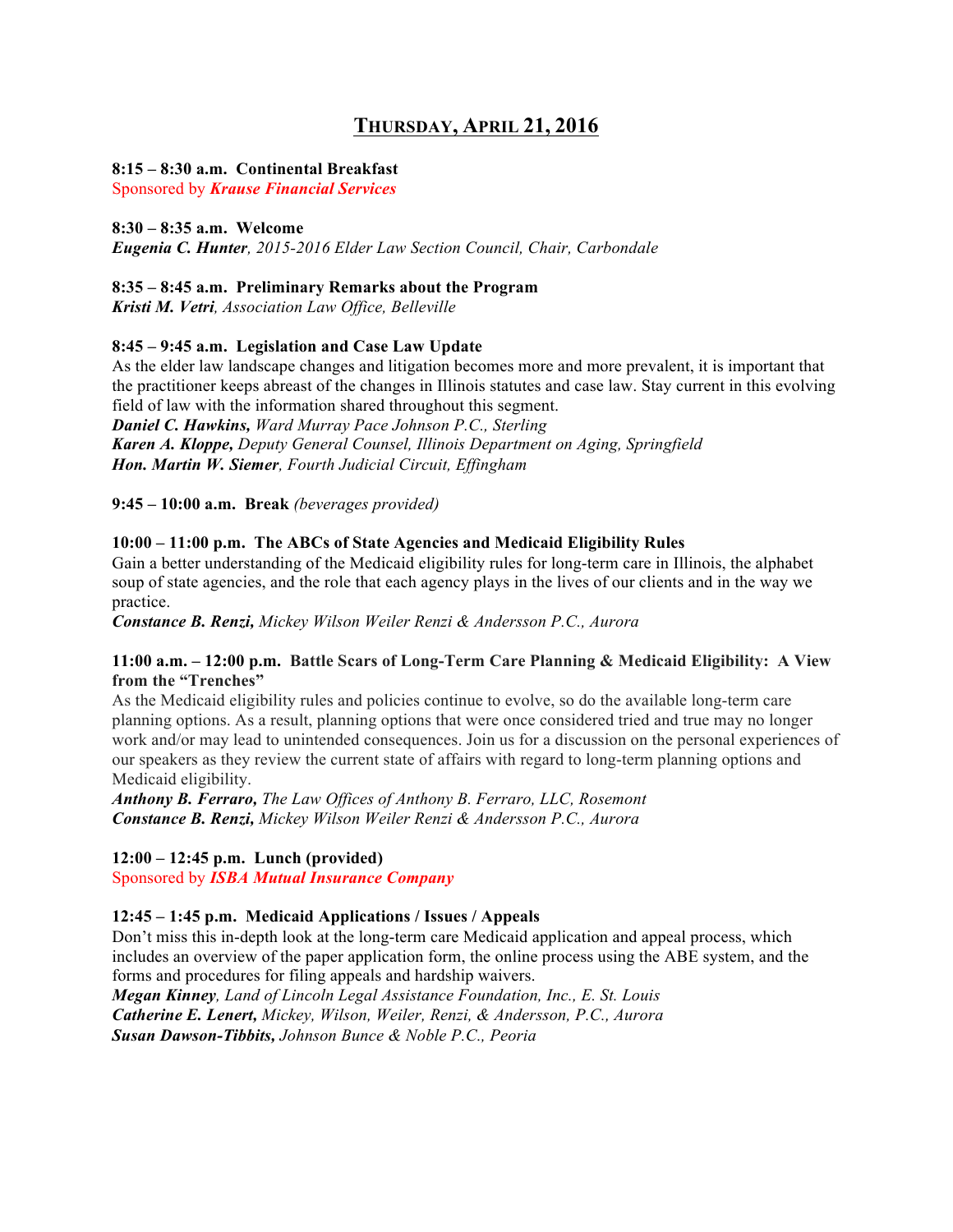## THURSDAY, APRIL 21, 2016

**8:15 – 8:30 a.m. Continental Breakfast**
Sponsored by ***Krause Financial Services***

**8:30 – 8:35 a.m. Welcome**
***Eugenia C. Hunter****, 2015-2016 Elder Law Section Council, Chair, Carbondale*

**8:35 – 8:45 a.m. Preliminary Remarks about the Program**
***Kristi M. Vetri****, Association Law Office, Belleville*

**8:45 – 9:45 a.m. Legislation and Case Law Update**
As the elder law landscape changes and litigation becomes more and more prevalent, it is important that the practitioner keeps abreast of the changes in Illinois statutes and case law. Stay current in this evolving field of law with the information shared throughout this segment.
***Daniel C. Hawkins,*** *Ward Murray Pace Johnson P.C., Sterling*
***Karen A. Kloppe,*** *Deputy General Counsel, Illinois Department on Aging, Springfield*
***Hon. Martin W. Siemer****, Fourth Judicial Circuit, Effingham*

**9:45 – 10:00 a.m. Break** *(beverages provided)*

**10:00 – 11:00 p.m. The ABCs of State Agencies and Medicaid Eligibility Rules**
Gain a better understanding of the Medicaid eligibility rules for long-term care in Illinois, the alphabet soup of state agencies, and the role that each agency plays in the lives of our clients and in the way we practice.
***Constance B. Renzi,*** *Mickey Wilson Weiler Renzi & Andersson P.C., Aurora*

**11:00 a.m. – 12:00 p.m. Battle Scars of Long-Term Care Planning & Medicaid Eligibility: A View from the "Trenches"**
As the Medicaid eligibility rules and policies continue to evolve, so do the available long-term care planning options. As a result, planning options that were once considered tried and true may no longer work and/or may lead to unintended consequences. Join us for a discussion on the personal experiences of our speakers as they review the current state of affairs with regard to long-term planning options and Medicaid eligibility.
***Anthony B. Ferraro,*** *The Law Offices of Anthony B. Ferraro, LLC, Rosemont*
***Constance B. Renzi,*** *Mickey Wilson Weiler Renzi & Andersson P.C., Aurora*

**12:00 – 12:45 p.m. Lunch (provided)**
Sponsored by ***ISBA Mutual Insurance Company***

**12:45 – 1:45 p.m. Medicaid Applications / Issues / Appeals**
Don't miss this in-depth look at the long-term care Medicaid application and appeal process, which includes an overview of the paper application form, the online process using the ABE system, and the forms and procedures for filing appeals and hardship waivers.
***Megan Kinney****, Land of Lincoln Legal Assistance Foundation, Inc., E. St. Louis*
***Catherine E. Lenert,*** *Mickey, Wilson, Weiler, Renzi, & Andersson, P.C., Aurora*
***Susan Dawson-Tibbits,*** *Johnson Bunce & Noble P.C., Peoria*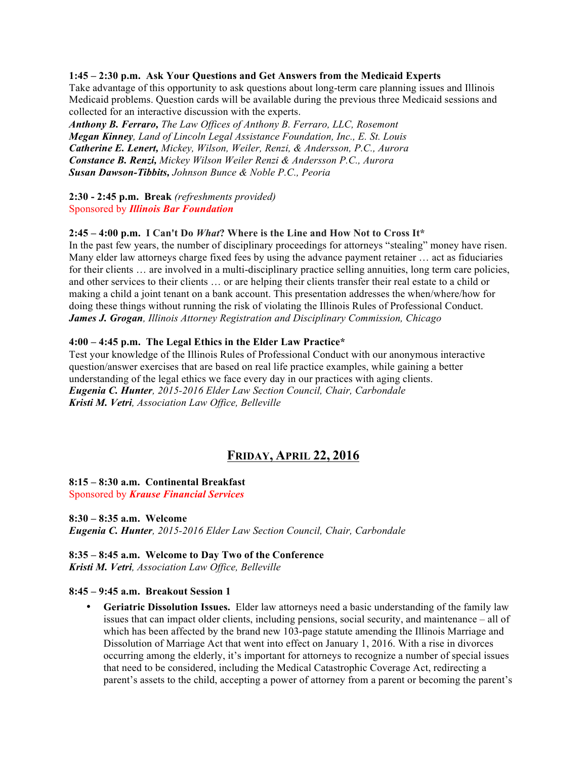**1:45 – 2:30 p.m. Ask Your Questions and Get Answers from the Medicaid Experts**
Take advantage of this opportunity to ask questions about long-term care planning issues and Illinois Medicaid problems. Question cards will be available during the previous three Medicaid sessions and collected for an interactive discussion with the experts.
***Anthony B. Ferraro,*** *The Law Offices of Anthony B. Ferraro, LLC, Rosemont*
***Megan Kinney****, Land of Lincoln Legal Assistance Foundation, Inc., E. St. Louis*
***Catherine E. Lenert,*** *Mickey, Wilson, Weiler, Renzi, & Andersson, P.C., Aurora*
***Constance B. Renzi,*** *Mickey Wilson Weiler Renzi & Andersson P.C., Aurora*
***Susan Dawson-Tibbits,*** *Johnson Bunce & Noble P.C., Peoria*

**2:30 - 2:45 p.m. Break** *(refreshments provided)*
Sponsored by ***Illinois Bar Foundation***

**2:45 – 4:00 p.m. I Can't Do *What*? Where is the Line and How Not to Cross It***
In the past few years, the number of disciplinary proceedings for attorneys "stealing" money have risen. Many elder law attorneys charge fixed fees by using the advance payment retainer … act as fiduciaries for their clients … are involved in a multi-disciplinary practice selling annuities, long term care policies, and other services to their clients … or are helping their clients transfer their real estate to a child or making a child a joint tenant on a bank account. This presentation addresses the when/where/how for doing these things without running the risk of violating the Illinois Rules of Professional Conduct.
***James J. Grogan****, Illinois Attorney Registration and Disciplinary Commission, Chicago*

**4:00 – 4:45 p.m. The Legal Ethics in the Elder Law Practice***
Test your knowledge of the Illinois Rules of Professional Conduct with our anonymous interactive question/answer exercises that are based on real life practice examples, while gaining a better understanding of the legal ethics we face every day in our practices with aging clients.
***Eugenia C. Hunter****, 2015-2016 Elder Law Section Council, Chair, Carbondale*
***Kristi M. Vetri****, Association Law Office, Belleville*

## FRIDAY, APRIL 22, 2016

**8:15 – 8:30 a.m. Continental Breakfast**
Sponsored by ***Krause Financial Services***

**8:30 – 8:35 a.m. Welcome**
***Eugenia C. Hunter****, 2015-2016 Elder Law Section Council, Chair, Carbondale*

**8:35 – 8:45 a.m. Welcome to Day Two of the Conference**
***Kristi M. Vetri****, Association Law Office, Belleville*

**8:45 – 9:45 a.m. Breakout Session 1**

- **Geriatric Dissolution Issues.** Elder law attorneys need a basic understanding of the family law issues that can impact older clients, including pensions, social security, and maintenance – all of which has been affected by the brand new 103-page statute amending the Illinois Marriage and Dissolution of Marriage Act that went into effect on January 1, 2016. With a rise in divorces occurring among the elderly, it's important for attorneys to recognize a number of special issues that need to be considered, including the Medical Catastrophic Coverage Act, redirecting a parent's assets to the child, accepting a power of attorney from a parent or becoming the parent's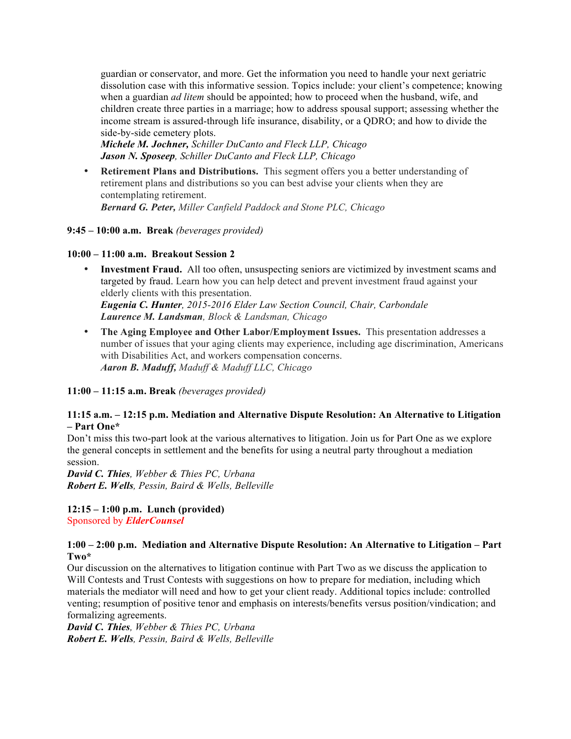guardian or conservator, and more. Get the information you need to handle your next geriatric dissolution case with this informative session. Topics include: your client's competence; knowing when a guardian *ad litem* should be appointed; how to proceed when the husband, wife, and children create three parties in a marriage; how to address spousal support; assessing whether the income stream is assured-through life insurance, disability, or a QDRO; and how to divide the side-by-side cemetery plots.
***Michele M. Jochner,*** *Schiller DuCanto and Fleck LLP, Chicago*
***Jason N. Sposeep****, Schiller DuCanto and Fleck LLP, Chicago*

- **Retirement Plans and Distributions.** This segment offers you a better understanding of retirement plans and distributions so you can best advise your clients when they are contemplating retirement.
***Bernard G. Peter,*** *Miller Canfield Paddock and Stone PLC, Chicago*

**9:45 – 10:00 a.m. Break** *(beverages provided)*

**10:00 – 11:00 a.m. Breakout Session 2**

- **Investment Fraud.** All too often, unsuspecting seniors are victimized by investment scams and targeted by fraud. Learn how you can help detect and prevent investment fraud against your elderly clients with this presentation.
***Eugenia C. Hunter****, 2015-2016 Elder Law Section Council, Chair, Carbondale*
***Laurence M. Landsman****, Block & Landsman, Chicago*
- **The Aging Employee and Other Labor/Employment Issues.** This presentation addresses a number of issues that your aging clients may experience, including age discrimination, Americans with Disabilities Act, and workers compensation concerns.
***Aaron B. Maduff,*** *Maduff & Maduff LLC, Chicago*

**11:00 – 11:15 a.m. Break** *(beverages provided)*

**11:15 a.m. – 12:15 p.m. Mediation and Alternative Dispute Resolution: An Alternative to Litigation – Part One***

Don't miss this two-part look at the various alternatives to litigation. Join us for Part One as we explore the general concepts in settlement and the benefits for using a neutral party throughout a mediation session.
***David C. Thies****, Webber & Thies PC, Urbana*
***Robert E. Wells****, Pessin, Baird & Wells, Belleville*

**12:15 – 1:00 p.m. Lunch (provided)**
Sponsored by ***ElderCounsel***

**1:00 – 2:00 p.m. Mediation and Alternative Dispute Resolution: An Alternative to Litigation – Part Two***

Our discussion on the alternatives to litigation continue with Part Two as we discuss the application to Will Contests and Trust Contests with suggestions on how to prepare for mediation, including which materials the mediator will need and how to get your client ready. Additional topics include: controlled venting; resumption of positive tenor and emphasis on interests/benefits versus position/vindication; and formalizing agreements.
***David C. Thies****, Webber & Thies PC, Urbana*
***Robert E. Wells****, Pessin, Baird & Wells, Belleville*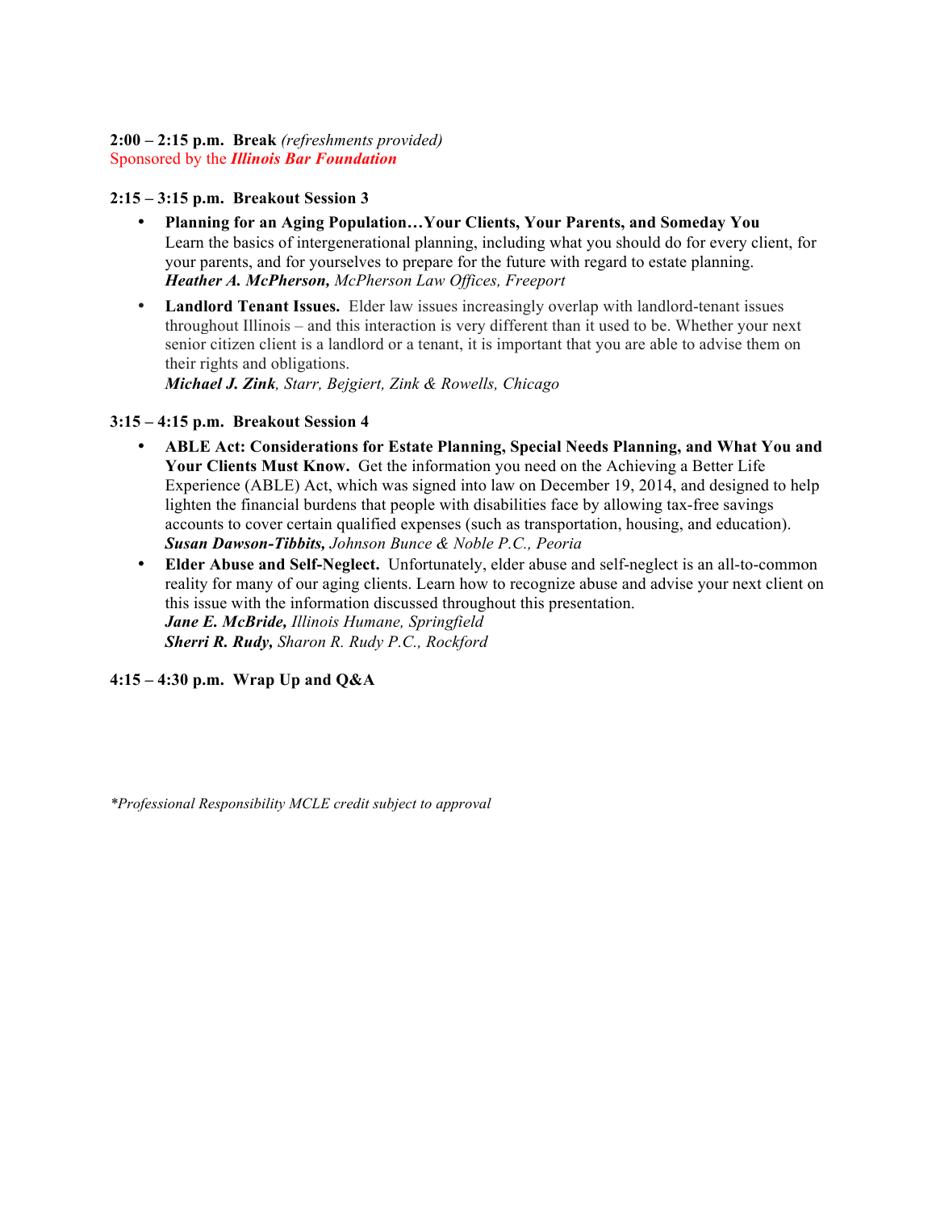**2:00 – 2:15 p.m. Break** *(refreshments provided)*
Sponsored by the ***Illinois Bar Foundation***

**2:15 – 3:15 p.m. Breakout Session 3**

- **Planning for an Aging Population…Your Clients, Your Parents, and Someday You** Learn the basics of intergenerational planning, including what you should do for every client, for your parents, and for yourselves to prepare for the future with regard to estate planning.
  ***Heather A. McPherson,*** *McPherson Law Offices, Freeport*
- **Landlord Tenant Issues.** Elder law issues increasingly overlap with landlord-tenant issues throughout Illinois – and this interaction is very different than it used to be. Whether your next senior citizen client is a landlord or a tenant, it is important that you are able to advise them on their rights and obligations.
  ***Michael J. Zink****, Starr, Bejgiert, Zink & Rowells, Chicago*

**3:15 – 4:15 p.m. Breakout Session 4**

- **ABLE Act: Considerations for Estate Planning, Special Needs Planning, and What You and Your Clients Must Know.** Get the information you need on the Achieving a Better Life Experience (ABLE) Act, which was signed into law on December 19, 2014, and designed to help lighten the financial burdens that people with disabilities face by allowing tax-free savings accounts to cover certain qualified expenses (such as transportation, housing, and education).
  ***Susan Dawson-Tibbits,*** *Johnson Bunce & Noble P.C., Peoria*
- **Elder Abuse and Self-Neglect.** Unfortunately, elder abuse and self-neglect is an all-to-common reality for many of our aging clients. Learn how to recognize abuse and advise your next client on this issue with the information discussed throughout this presentation.
  ***Jane E. McBride,*** *Illinois Humane, Springfield*
  ***Sherri R. Rudy,*** *Sharon R. Rudy P.C., Rockford*

**4:15 – 4:30 p.m. Wrap Up and Q&A**

*\*Professional Responsibility MCLE credit subject to approval*